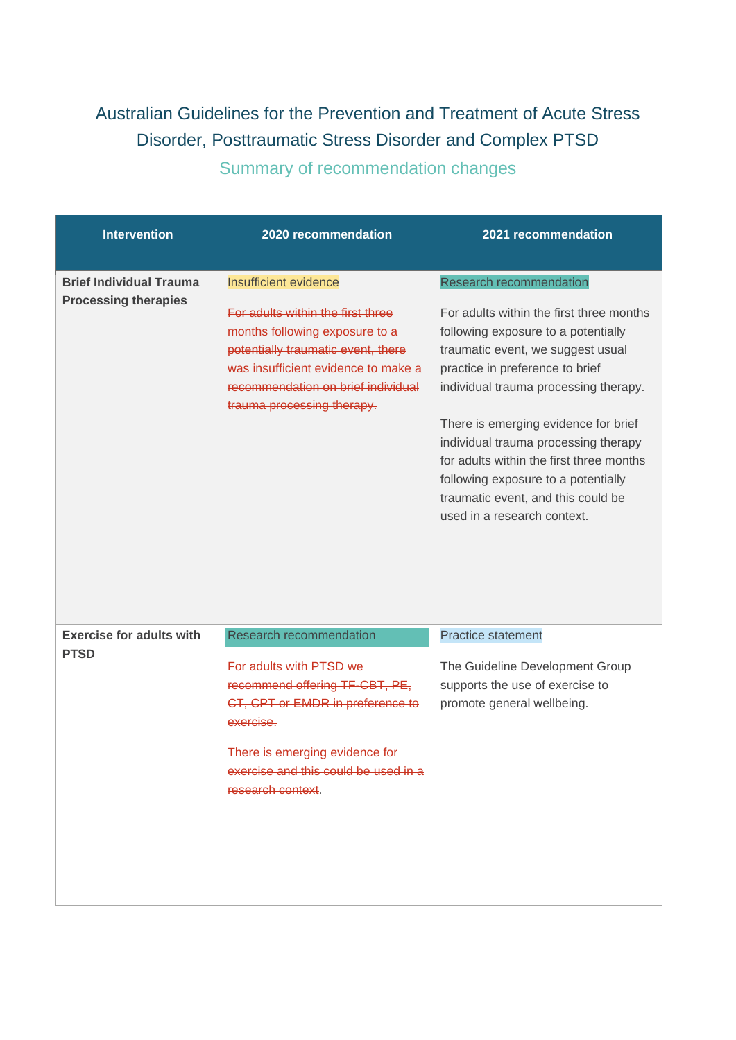# Australian Guidelines for the Prevention and Treatment of Acute Stress Disorder, Posttraumatic Stress Disorder and Complex PTSD

## Summary of recommendation changes

| Intervention | 2020 recommendation | 2021 recommendation |
|---|---|---|
| **Brief Individual Trauma Processing therapies** | Insufficient evidence<br><br>~~For adults within the first three months following exposure to a potentially traumatic event, there was insufficient evidence to make a recommendation on brief individual trauma processing therapy.~~ | Research recommendation<br><br>For adults within the first three months following exposure to a potentially traumatic event, we suggest usual practice in preference to brief individual trauma processing therapy.<br><br>There is emerging evidence for brief individual trauma processing therapy for adults within the first three months following exposure to a potentially traumatic event, and this could be used in a research context. |
| **Exercise for adults with PTSD** | Research recommendation<br><br>~~For adults with PTSD we recommend offering TF-CBT, PE, CT, CPT or EMDR in preference to exercise.~~<br><br>~~There is emerging evidence for exercise and this could be used in a research context.~~ | Practice statement<br><br>The Guideline Development Group supports the use of exercise to promote general wellbeing. |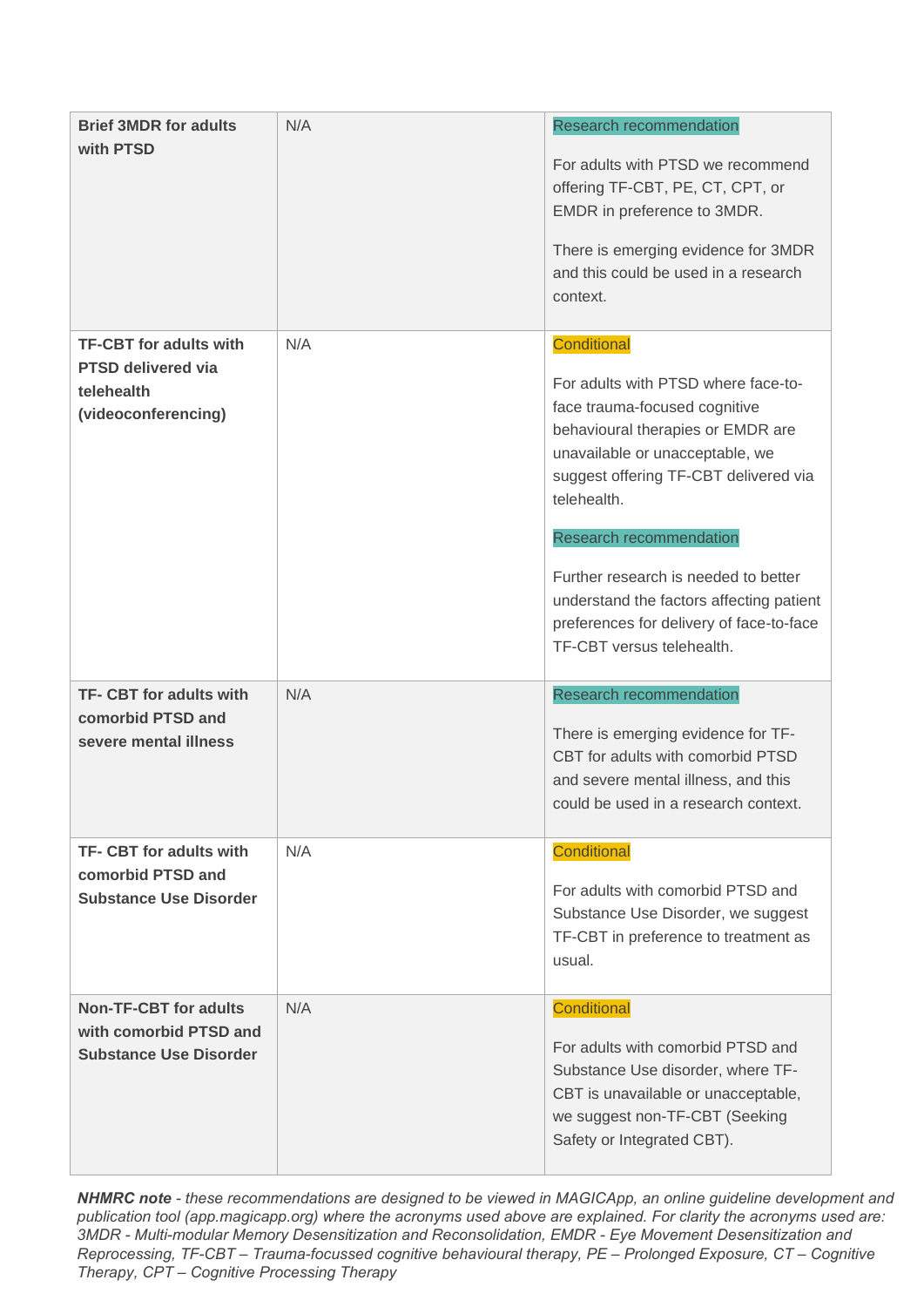| | | |
|---|---|---|
| **Brief 3MDR for adults with PTSD** | N/A | Research recommendation<br><br>For adults with PTSD we recommend offering TF-CBT, PE, CT, CPT, or EMDR in preference to 3MDR.<br><br>There is emerging evidence for 3MDR and this could be used in a research context. |
| **TF-CBT for adults with PTSD delivered via telehealth (videoconferencing)** | N/A | Conditional<br><br>For adults with PTSD where face-to-face trauma-focused cognitive behavioural therapies or EMDR are unavailable or unacceptable, we suggest offering TF-CBT delivered via telehealth.<br><br>Research recommendation<br><br>Further research is needed to better understand the factors affecting patient preferences for delivery of face-to-face TF-CBT versus telehealth. |
| **TF- CBT for adults with comorbid PTSD and severe mental illness** | N/A | Research recommendation<br><br>There is emerging evidence for TF-CBT for adults with comorbid PTSD and severe mental illness, and this could be used in a research context. |
| **TF- CBT for adults with comorbid PTSD and Substance Use Disorder** | N/A | Conditional<br><br>For adults with comorbid PTSD and Substance Use Disorder, we suggest TF-CBT in preference to treatment as usual. |
| **Non-TF-CBT for adults with comorbid PTSD and Substance Use Disorder** | N/A | Conditional<br><br>For adults with comorbid PTSD and Substance Use disorder, where TF-CBT is unavailable or unacceptable, we suggest non-TF-CBT (Seeking Safety or Integrated CBT). |

***NHMRC note** - these recommendations are designed to be viewed in MAGICApp, an online guideline development and publication tool (app.magicapp.org) where the acronyms used above are explained. For clarity the acronyms used are: 3MDR - Multi-modular Memory Desensitization and Reconsolidation, EMDR - Eye Movement Desensitization and Reprocessing, TF-CBT – Trauma-focussed cognitive behavioural therapy, PE – Prolonged Exposure, CT – Cognitive Therapy, CPT – Cognitive Processing Therapy*